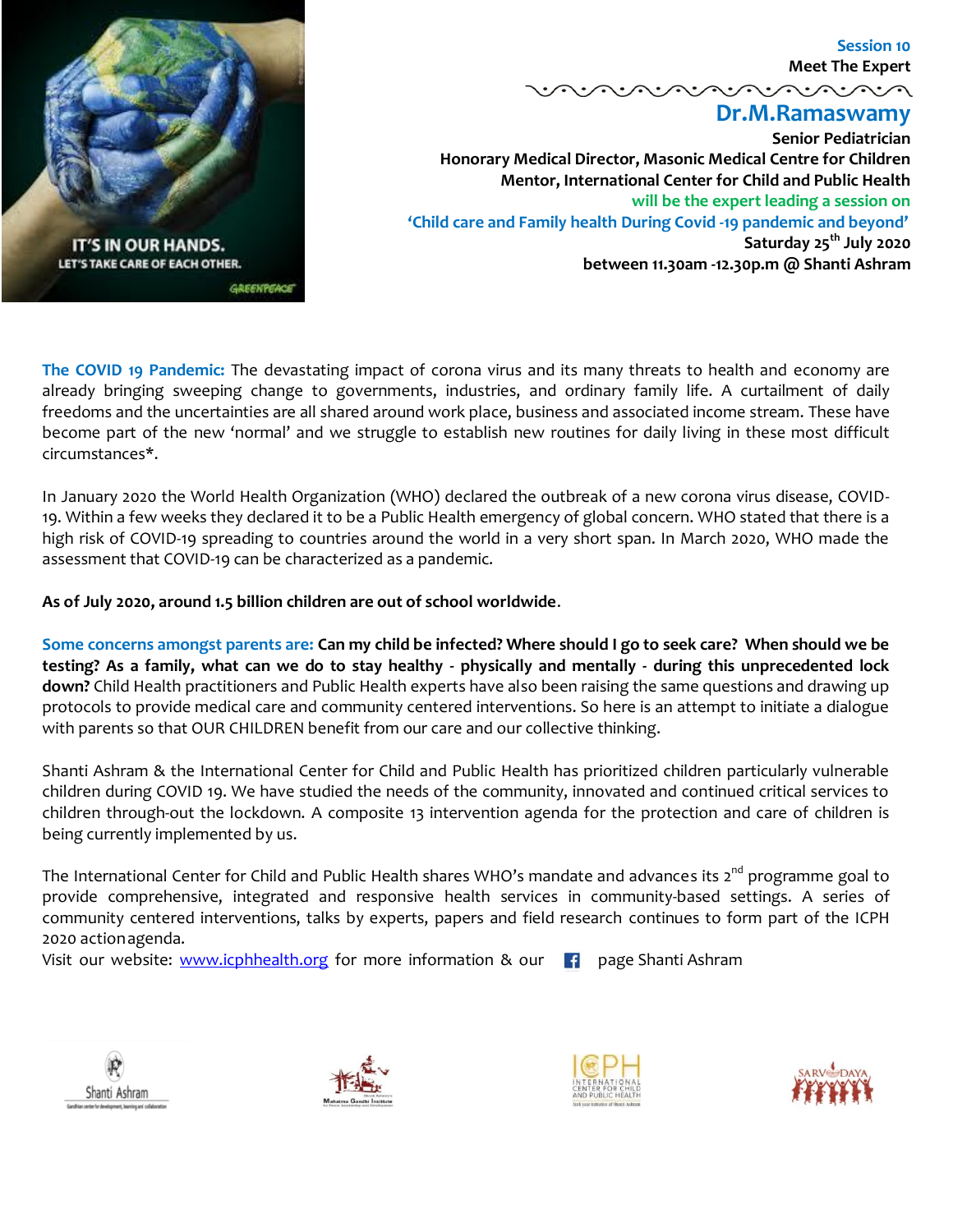**Session 10**

**Meet The Expert**

## Dr.M.Ramaswamy

**Senior Pediatrician**

**Honorary Medical Director, Masonic Medical Centre for Children**

**Mentor, International Center for Child and Public Health**

**will be the expert leading a session on**

**'Child care and Family health During Covid -19 pandemic and beyond'**

**Saturday 25th July 2020**

**between 11.30am -12.30p.m @ Shanti Ashram**

**The COVID 19 Pandemic:** The devastating impact of corona virus and its many threats to health and economy are already bringing sweeping change to governments, industries, and ordinary family life. A curtailment of daily freedoms and the uncertainties are all shared around work place, business and associated income stream. These have become part of the new 'normal' and we struggle to establish new routines for daily living in these most difficult circumstances*.

In January 2020 the World Health Organization (WHO) declared the outbreak of a new corona virus disease, COVID-19. Within a few weeks they declared it to be a Public Health emergency of global concern. WHO stated that there is a high risk of COVID-19 spreading to countries around the world in a very short span. In March 2020, WHO made the assessment that COVID-19 can be characterized as a pandemic.

**As of July 2020, around 1.5 billion children are out of school worldwide**.

**Some concerns amongst parents are: Can my child be infected? Where should I go to seek care? When should we be testing? As a family, what can we do to stay healthy - physically and mentally - during this unprecedented lock down?** Child Health practitioners and Public Health experts have also been raising the same questions and drawing up protocols to provide medical care and community centered interventions. So here is an attempt to initiate a dialogue with parents so that OUR CHILDREN benefit from our care and our collective thinking.

Shanti Ashram & the International Center for Child and Public Health has prioritized children particularly vulnerable children during COVID 19. We have studied the needs of the community, innovated and continued critical services to children through-out the lockdown. A composite 13 intervention agenda for the protection and care of children is being currently implemented by us.

The International Center for Child and Public Health shares WHO's mandate and advances its 2nd programme goal to provide comprehensive, integrated and responsive health services in community-based settings. A series of community centered interventions, talks by experts, papers and field research continues to form part of the ICPH 2020 action agenda.

Visit our website: [www.icphhealth.org](http://www.icphhealth.org) for more information & our page Shanti Ashram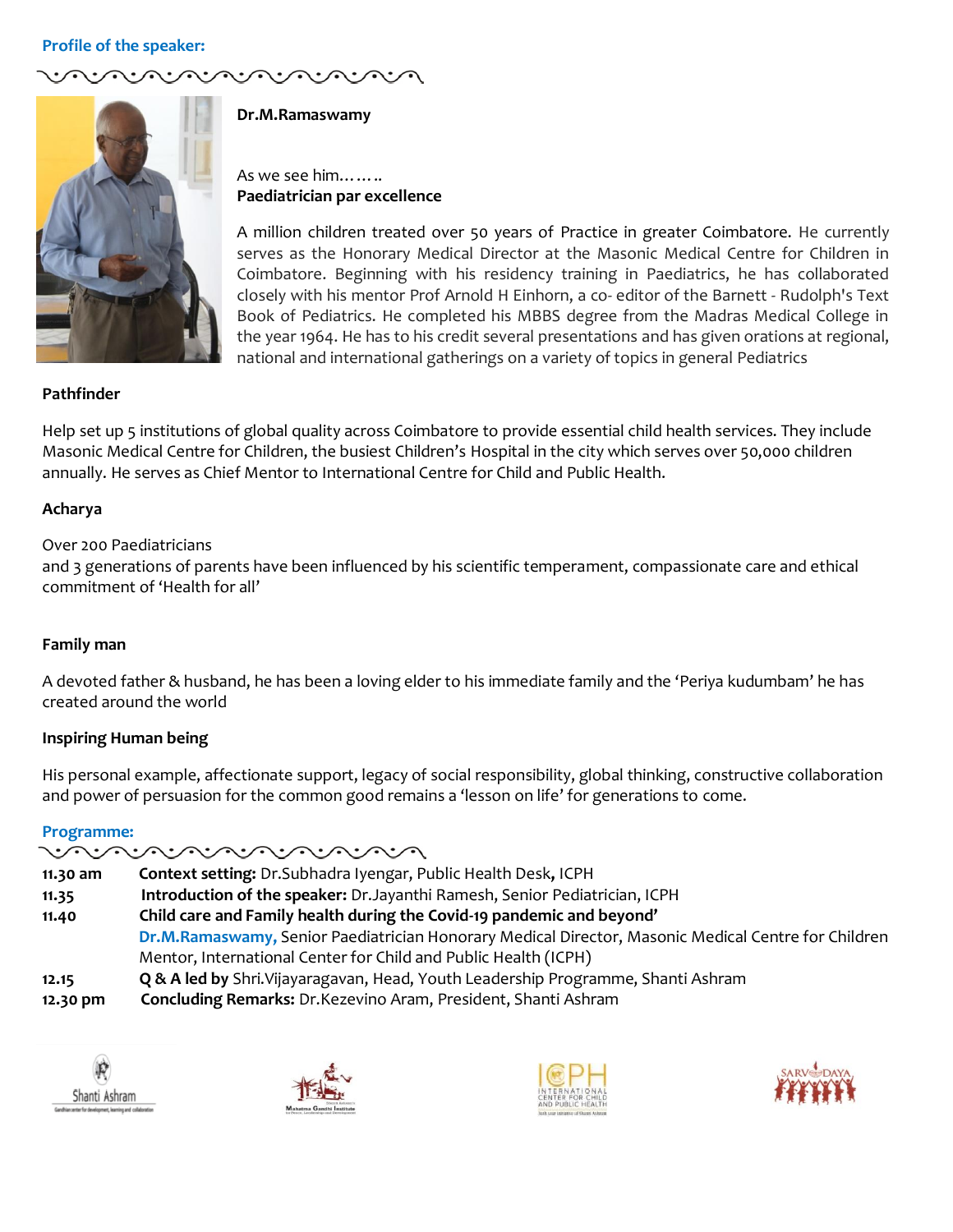## Profile of the speaker:

**Dr.M.Ramaswamy**

As we see him……..
**Paediatrician par excellence**

A million children treated over 50 years of Practice in greater Coimbatore. He currently serves as the Honorary Medical Director at the Masonic Medical Centre for Children in Coimbatore. Beginning with his residency training in Paediatrics, he has collaborated closely with his mentor Prof Arnold H Einhorn, a co- editor of the Barnett - Rudolph's Text Book of Pediatrics. He completed his MBBS degree from the Madras Medical College in the year 1964. He has to his credit several presentations and has given orations at regional, national and international gatherings on a variety of topics in general Pediatrics

**Pathfinder**

Help set up 5 institutions of global quality across Coimbatore to provide essential child health services. They include Masonic Medical Centre for Children, the busiest Children's Hospital in the city which serves over 50,000 children annually. He serves as Chief Mentor to International Centre for Child and Public Health.

**Acharya**

Over 200 Paediatricians
and 3 generations of parents have been influenced by his scientific temperament, compassionate care and ethical commitment of 'Health for all'

**Family man**

A devoted father & husband, he has been a loving elder to his immediate family and the 'Periya kudumbam' he has created around the world

**Inspiring Human being**

His personal example, affectionate support, legacy of social responsibility, global thinking, constructive collaboration and power of persuasion for the common good remains a 'lesson on life' for generations to come.

## Programme:

| | |
|---|---|
| **11.30 am** | **Context setting:** Dr.Subhadra Iyengar, Public Health Desk**,** ICPH |
| **11.35** | **Introduction of the speaker:** Dr.Jayanthi Ramesh, Senior Pediatrician, ICPH |
| **11.40** | **Child care and Family health during the Covid-19 pandemic and beyond'**<br>**Dr.M.Ramaswamy,** Senior Paediatrician Honorary Medical Director, Masonic Medical Centre for Children Mentor, International Center for Child and Public Health (ICPH) |
| **12.15** | **Q & A led by** Shri.Vijayaragavan, Head, Youth Leadership Programme, Shanti Ashram |
| **12.30 pm** | **Concluding Remarks:** Dr.Kezevino Aram, President, Shanti Ashram |

Shanti Ashram — Gandhian center for development, learning and collaboration

Mahatma Gandhi Institute

ICPH — International Center for Child and Public Health

Sarvodaya